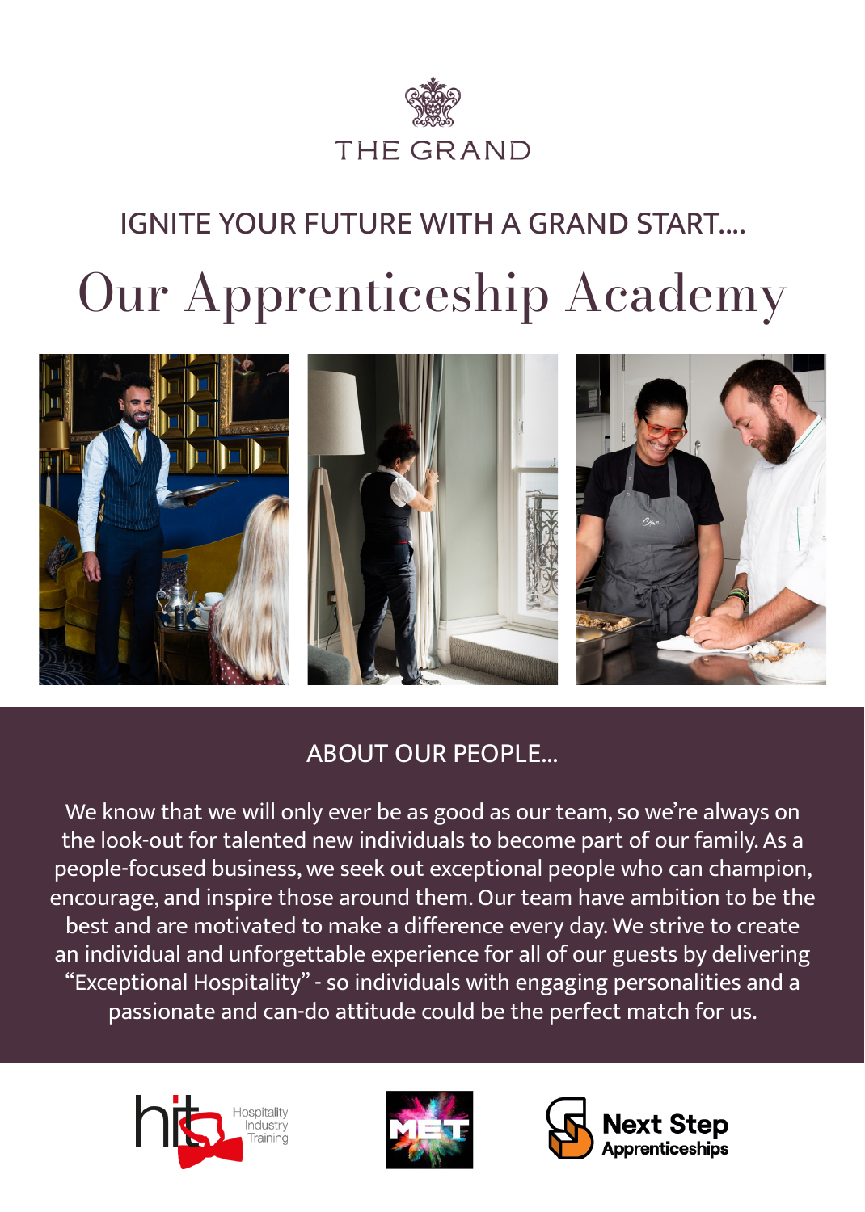THE GRAND

## IGNITE YOUR FUTURE WITH A GRAND START....

# Our Apprenticeship Academy

## ABOUT OUR PEOPLE...

We know that we will only ever be as good as our team, so we're always on the look-out for talented new individuals to become part of our family. As a people-focused business, we seek out exceptional people who can champion, encourage, and inspire those around them. Our team have ambition to be the best and are motivated to make a difference every day. We strive to create an individual and unforgettable experience for all of our guests by delivering "Exceptional Hospitality" - so individuals with engaging personalities and a passionate and can-do attitude could be the perfect match for us.

hit Hospitality Industry Training

MET

Next Step Apprenticeships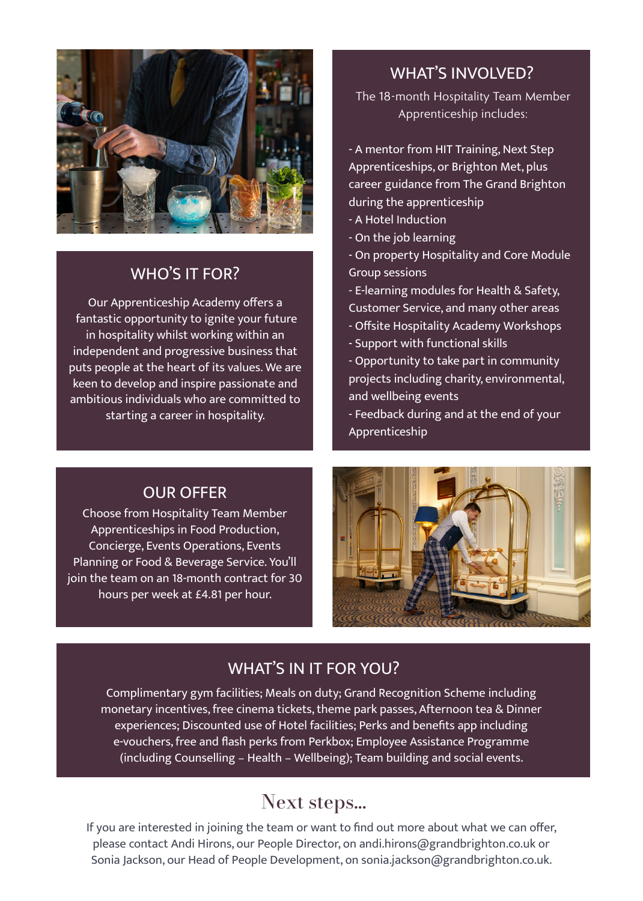## WHO'S IT FOR?

Our Apprenticeship Academy offers a fantastic opportunity to ignite your future in hospitality whilst working within an independent and progressive business that puts people at the heart of its values. We are keen to develop and inspire passionate and ambitious individuals who are committed to starting a career in hospitality.

## WHAT'S INVOLVED?

The 18-month Hospitality Team Member Apprenticeship includes:

- A mentor from HIT Training, Next Step Apprenticeships, or Brighton Met, plus career guidance from The Grand Brighton during the apprenticeship
- A Hotel Induction
- On the job learning
- On property Hospitality and Core Module Group sessions
- E-learning modules for Health & Safety, Customer Service, and many other areas
- Offsite Hospitality Academy Workshops
- Support with functional skills
- Opportunity to take part in community projects including charity, environmental, and wellbeing events
- Feedback during and at the end of your Apprenticeship

## OUR OFFER

Choose from Hospitality Team Member Apprenticeships in Food Production, Concierge, Events Operations, Events Planning or Food & Beverage Service. You'll join the team on an 18-month contract for 30 hours per week at £4.81 per hour.

## WHAT'S IN IT FOR YOU?

Complimentary gym facilities; Meals on duty; Grand Recognition Scheme including monetary incentives, free cinema tickets, theme park passes, Afternoon tea & Dinner experiences; Discounted use of Hotel facilities; Perks and benefits app including e-vouchers, free and flash perks from Perkbox; Employee Assistance Programme (including Counselling – Health – Wellbeing); Team building and social events.

## Next steps...

If you are interested in joining the team or want to find out more about what we can offer, please contact Andi Hirons, our People Director, on andi.hirons@grandbrighton.co.uk or Sonia Jackson, our Head of People Development, on sonia.jackson@grandbrighton.co.uk.